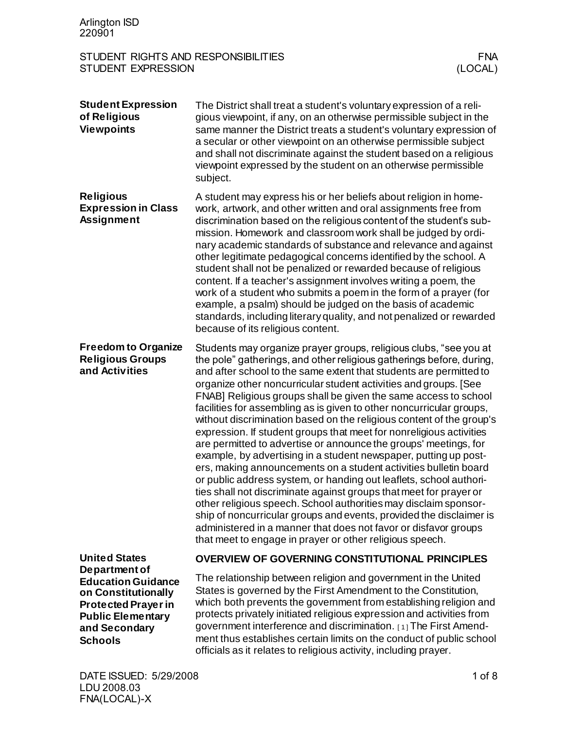Arlington ISD
220901

STUDENT RIGHTS AND RESPONSIBILITIES — FNA
STUDENT EXPRESSION — (LOCAL)

**Student Expression of Religious Viewpoints**

The District shall treat a student's voluntary expression of a religious viewpoint, if any, on an otherwise permissible subject in the same manner the District treats a student's voluntary expression of a secular or other viewpoint on an otherwise permissible subject and shall not discriminate against the student based on a religious viewpoint expressed by the student on an otherwise permissible subject.

**Religious Expression in Class Assignment**

A student may express his or her beliefs about religion in homework, artwork, and other written and oral assignments free from discrimination based on the religious content of the student's submission. Homework and classroom work shall be judged by ordinary academic standards of substance and relevance and against other legitimate pedagogical concerns identified by the school. A student shall not be penalized or rewarded because of religious content. If a teacher's assignment involves writing a poem, the work of a student who submits a poem in the form of a prayer (for example, a psalm) should be judged on the basis of academic standards, including literary quality, and not penalized or rewarded because of its religious content.

**Freedom to Organize Religious Groups and Activities**

Students may organize prayer groups, religious clubs, "see you at the pole" gatherings, and other religious gatherings before, during, and after school to the same extent that students are permitted to organize other noncurricular student activities and groups. [See FNAB] Religious groups shall be given the same access to school facilities for assembling as is given to other noncurricular groups, without discrimination based on the religious content of the group's expression. If student groups that meet for nonreligious activities are permitted to advertise or announce the groups' meetings, for example, by advertising in a student newspaper, putting up posters, making announcements on a student activities bulletin board or public address system, or handing out leaflets, school authorities shall not discriminate against groups that meet for prayer or other religious speech. School authorities may disclaim sponsorship of noncurricular groups and events, provided the disclaimer is administered in a manner that does not favor or disfavor groups that meet to engage in prayer or other religious speech.

**United States Department of Education Guidance on Constitutionally Protected Prayer in Public Elementary and Secondary Schools**

**OVERVIEW OF GOVERNING CONSTITUTIONAL PRINCIPLES**

The relationship between religion and government in the United States is governed by the First Amendment to the Constitution, which both prevents the government from establishing religion and protects privately initiated religious expression and activities from government interference and discrimination. [1] The First Amendment thus establishes certain limits on the conduct of public school officials as it relates to religious activity, including prayer.

DATE ISSUED: 5/29/2008
LDU 2008.03
FNA(LOCAL)-X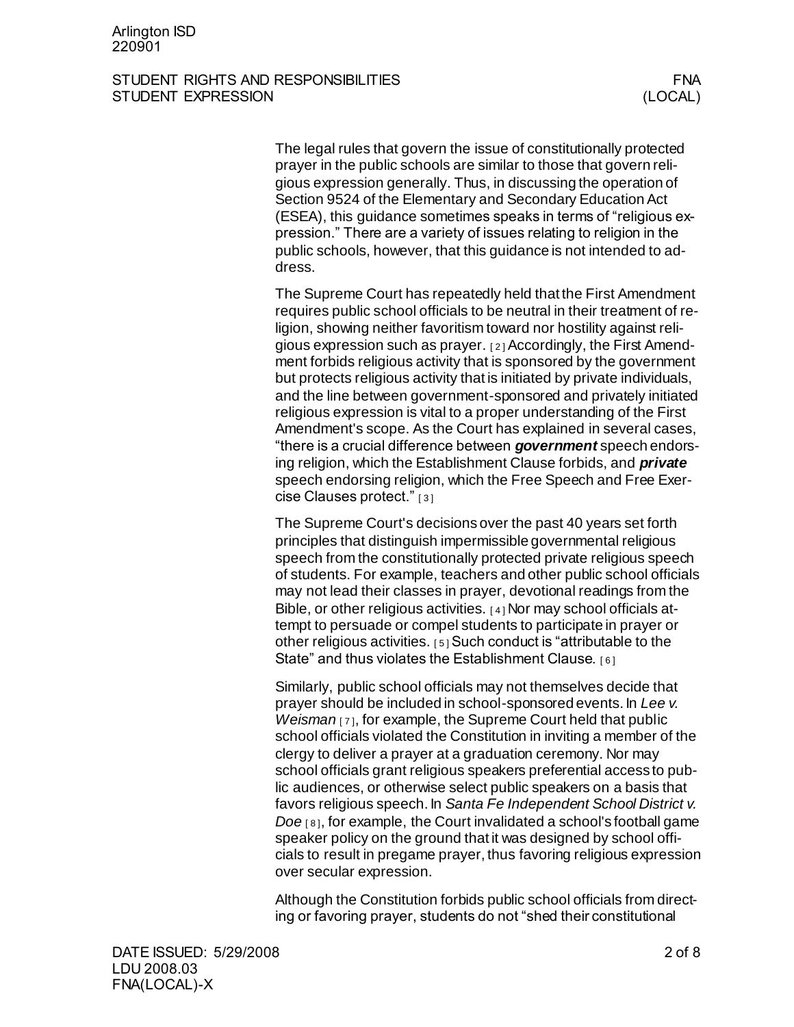The legal rules that govern the issue of constitutionally protected prayer in the public schools are similar to those that govern religious expression generally. Thus, in discussing the operation of Section 9524 of the Elementary and Secondary Education Act (ESEA), this guidance sometimes speaks in terms of "religious expression." There are a variety of issues relating to religion in the public schools, however, that this guidance is not intended to address.

The Supreme Court has repeatedly held that the First Amendment requires public school officials to be neutral in their treatment of religion, showing neither favoritism toward nor hostility against religious expression such as prayer. [2] Accordingly, the First Amendment forbids religious activity that is sponsored by the government but protects religious activity that is initiated by private individuals, and the line between government-sponsored and privately initiated religious expression is vital to a proper understanding of the First Amendment's scope. As the Court has explained in several cases, "there is a crucial difference between ***government*** speech endorsing religion, which the Establishment Clause forbids, and ***private*** speech endorsing religion, which the Free Speech and Free Exercise Clauses protect." [3]

The Supreme Court's decisions over the past 40 years set forth principles that distinguish impermissible governmental religious speech from the constitutionally protected private religious speech of students. For example, teachers and other public school officials may not lead their classes in prayer, devotional readings from the Bible, or other religious activities. [4] Nor may school officials attempt to persuade or compel students to participate in prayer or other religious activities. [5] Such conduct is "attributable to the State" and thus violates the Establishment Clause. [6]

Similarly, public school officials may not themselves decide that prayer should be included in school-sponsored events. In *Lee v. Weisman* [7], for example, the Supreme Court held that public school officials violated the Constitution in inviting a member of the clergy to deliver a prayer at a graduation ceremony. Nor may school officials grant religious speakers preferential access to public audiences, or otherwise select public speakers on a basis that favors religious speech. In *Santa Fe Independent School District v. Doe* [8], for example, the Court invalidated a school's football game speaker policy on the ground that it was designed by school officials to result in pregame prayer, thus favoring religious expression over secular expression.

Although the Constitution forbids public school officials from directing or favoring prayer, students do not "shed their constitutional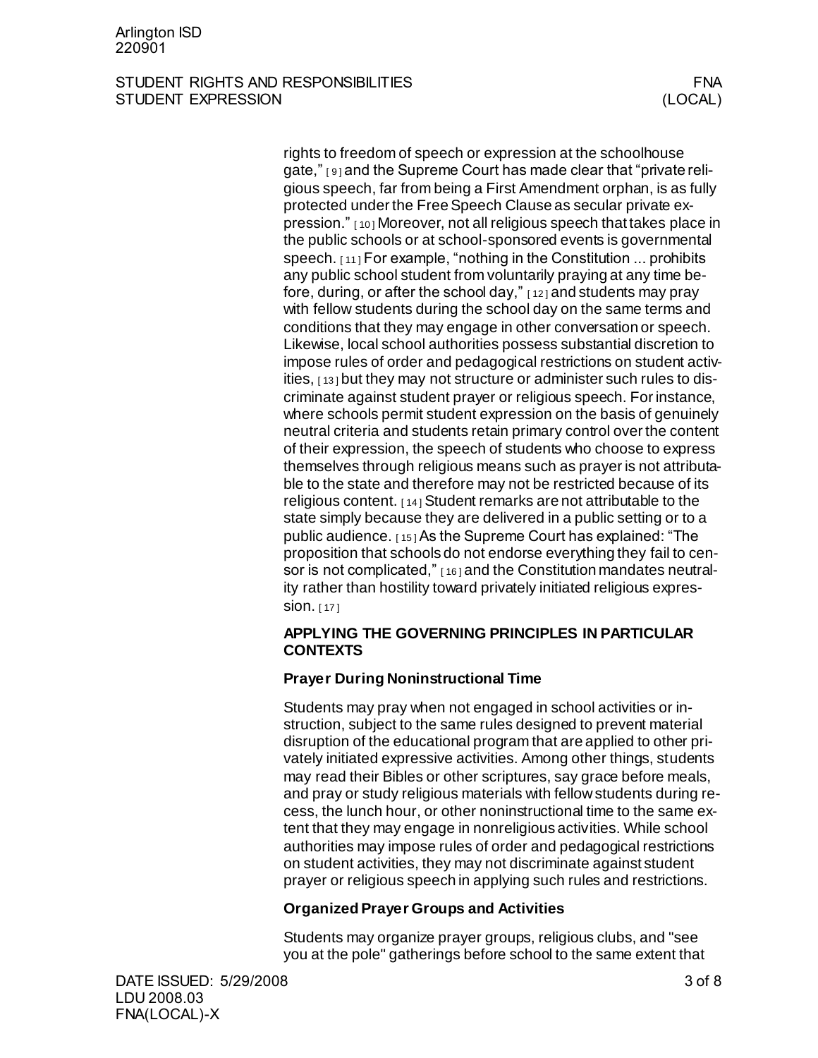rights to freedom of speech or expression at the schoolhouse gate," [9] and the Supreme Court has made clear that "private religious speech, far from being a First Amendment orphan, is as fully protected under the Free Speech Clause as secular private expression." [10] Moreover, not all religious speech that takes place in the public schools or at school-sponsored events is governmental speech. [11] For example, "nothing in the Constitution ... prohibits any public school student from voluntarily praying at any time before, during, or after the school day," [12] and students may pray with fellow students during the school day on the same terms and conditions that they may engage in other conversation or speech. Likewise, local school authorities possess substantial discretion to impose rules of order and pedagogical restrictions on student activities, [13] but they may not structure or administer such rules to discriminate against student prayer or religious speech. For instance, where schools permit student expression on the basis of genuinely neutral criteria and students retain primary control over the content of their expression, the speech of students who choose to express themselves through religious means such as prayer is not attributable to the state and therefore may not be restricted because of its religious content. [14] Student remarks are not attributable to the state simply because they are delivered in a public setting or to a public audience. [15] As the Supreme Court has explained: "The proposition that schools do not endorse everything they fail to censor is not complicated," [16] and the Constitution mandates neutrality rather than hostility toward privately initiated religious expression. [17]

## APPLYING THE GOVERNING PRINCIPLES IN PARTICULAR CONTEXTS

### Prayer During Noninstructional Time

Students may pray when not engaged in school activities or instruction, subject to the same rules designed to prevent material disruption of the educational program that are applied to other privately initiated expressive activities. Among other things, students may read their Bibles or other scriptures, say grace before meals, and pray or study religious materials with fellow students during recess, the lunch hour, or other noninstructional time to the same extent that they may engage in nonreligious activities. While school authorities may impose rules of order and pedagogical restrictions on student activities, they may not discriminate against student prayer or religious speech in applying such rules and restrictions.

### Organized Prayer Groups and Activities

Students may organize prayer groups, religious clubs, and "see you at the pole" gatherings before school to the same extent that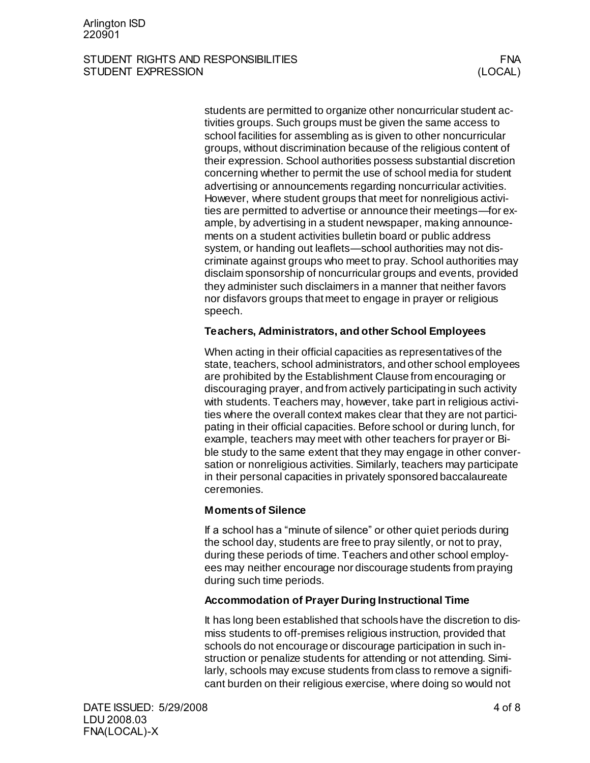students are permitted to organize other noncurricular student activities groups. Such groups must be given the same access to school facilities for assembling as is given to other noncurricular groups, without discrimination because of the religious content of their expression. School authorities possess substantial discretion concerning whether to permit the use of school media for student advertising or announcements regarding noncurricular activities. However, where student groups that meet for nonreligious activities are permitted to advertise or announce their meetings—for example, by advertising in a student newspaper, making announcements on a student activities bulletin board or public address system, or handing out leaflets—school authorities may not discriminate against groups who meet to pray. School authorities may disclaim sponsorship of noncurricular groups and events, provided they administer such disclaimers in a manner that neither favors nor disfavors groups that meet to engage in prayer or religious speech.

**Teachers, Administrators, and other School Employees**

When acting in their official capacities as representatives of the state, teachers, school administrators, and other school employees are prohibited by the Establishment Clause from encouraging or discouraging prayer, and from actively participating in such activity with students. Teachers may, however, take part in religious activities where the overall context makes clear that they are not participating in their official capacities. Before school or during lunch, for example, teachers may meet with other teachers for prayer or Bible study to the same extent that they may engage in other conversation or nonreligious activities. Similarly, teachers may participate in their personal capacities in privately sponsored baccalaureate ceremonies.

**Moments of Silence**

If a school has a "minute of silence" or other quiet periods during the school day, students are free to pray silently, or not to pray, during these periods of time. Teachers and other school employees may neither encourage nor discourage students from praying during such time periods.

**Accommodation of Prayer During Instructional Time**

It has long been established that schools have the discretion to dismiss students to off-premises religious instruction, provided that schools do not encourage or discourage participation in such instruction or penalize students for attending or not attending. Similarly, schools may excuse students from class to remove a significant burden on their religious exercise, where doing so would not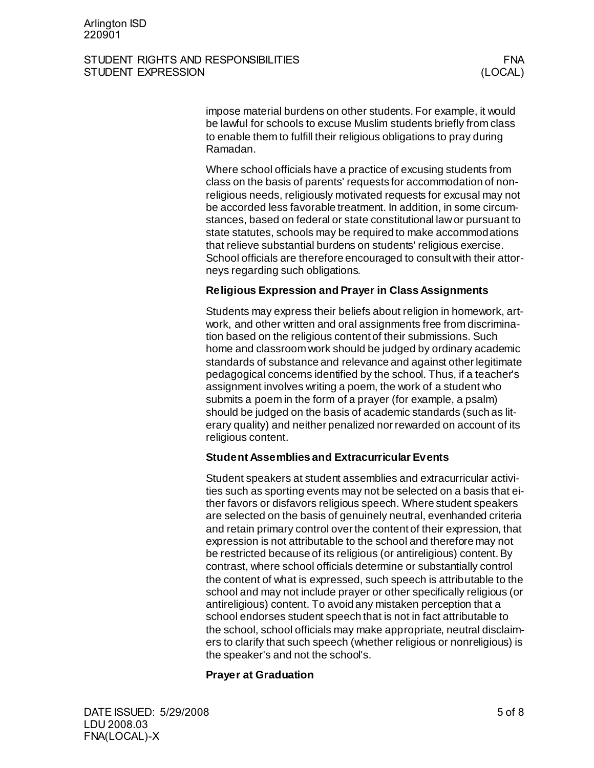impose material burdens on other students. For example, it would be lawful for schools to excuse Muslim students briefly from class to enable them to fulfill their religious obligations to pray during Ramadan.

Where school officials have a practice of excusing students from class on the basis of parents' requests for accommodation of nonreligious needs, religiously motivated requests for excusal may not be accorded less favorable treatment. In addition, in some circumstances, based on federal or state constitutional law or pursuant to state statutes, schools may be required to make accommodations that relieve substantial burdens on students' religious exercise. School officials are therefore encouraged to consult with their attorneys regarding such obligations.

**Religious Expression and Prayer in Class Assignments**

Students may express their beliefs about religion in homework, artwork, and other written and oral assignments free from discrimination based on the religious content of their submissions. Such home and classroom work should be judged by ordinary academic standards of substance and relevance and against other legitimate pedagogical concerns identified by the school. Thus, if a teacher's assignment involves writing a poem, the work of a student who submits a poem in the form of a prayer (for example, a psalm) should be judged on the basis of academic standards (such as literary quality) and neither penalized nor rewarded on account of its religious content.

**Student Assemblies and Extracurricular Events**

Student speakers at student assemblies and extracurricular activities such as sporting events may not be selected on a basis that either favors or disfavors religious speech. Where student speakers are selected on the basis of genuinely neutral, evenhanded criteria and retain primary control over the content of their expression, that expression is not attributable to the school and therefore may not be restricted because of its religious (or antireligious) content. By contrast, where school officials determine or substantially control the content of what is expressed, such speech is attributable to the school and may not include prayer or other specifically religious (or antireligious) content. To avoid any mistaken perception that a school endorses student speech that is not in fact attributable to the school, school officials may make appropriate, neutral disclaimers to clarify that such speech (whether religious or nonreligious) is the speaker's and not the school's.

**Prayer at Graduation**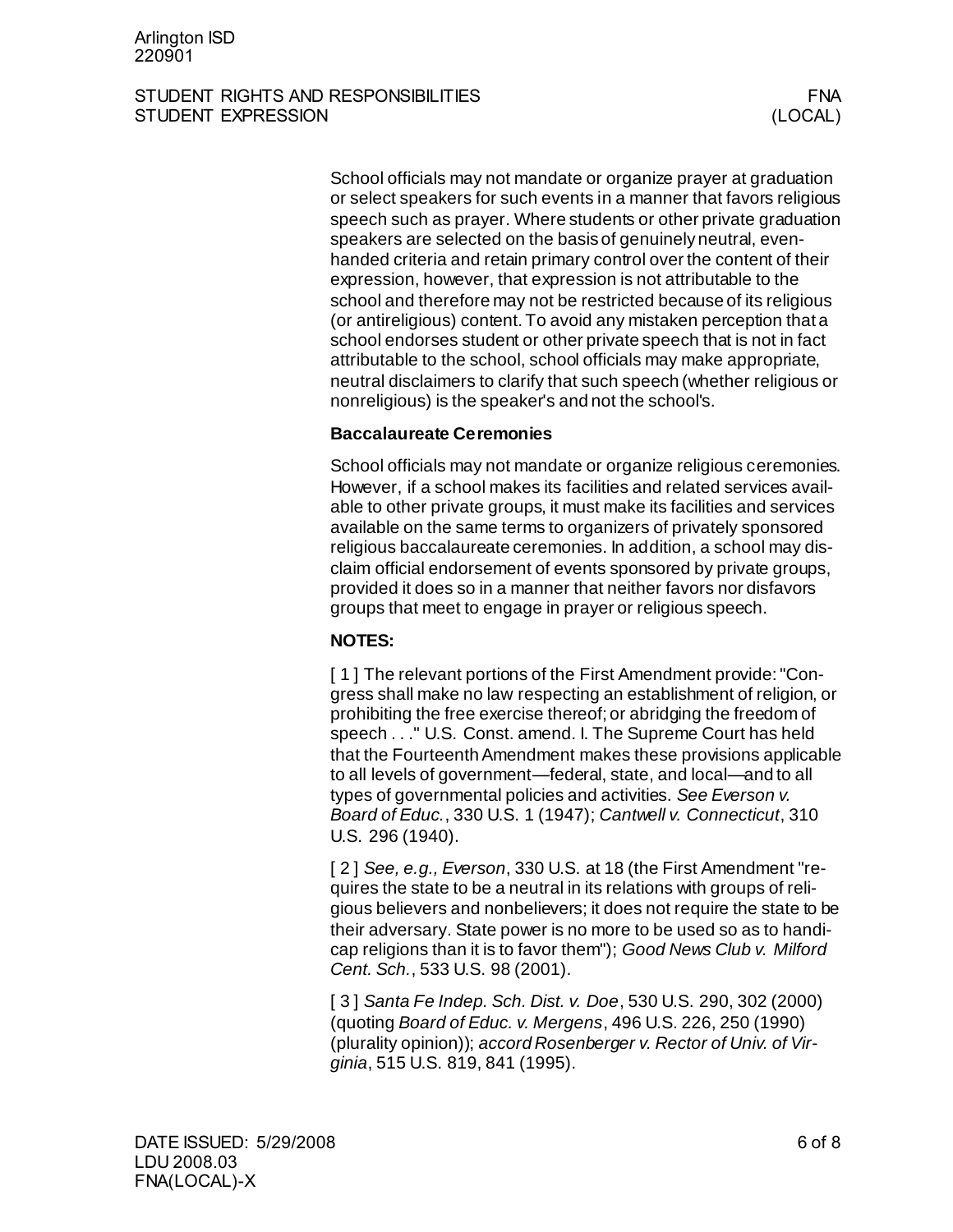School officials may not mandate or organize prayer at graduation or select speakers for such events in a manner that favors religious speech such as prayer. Where students or other private graduation speakers are selected on the basis of genuinely neutral, even-handed criteria and retain primary control over the content of their expression, however, that expression is not attributable to the school and therefore may not be restricted because of its religious (or antireligious) content. To avoid any mistaken perception that a school endorses student or other private speech that is not in fact attributable to the school, school officials may make appropriate, neutral disclaimers to clarify that such speech (whether religious or nonreligious) is the speaker's and not the school's.

**Baccalaureate Ceremonies**

School officials may not mandate or organize religious ceremonies. However, if a school makes its facilities and related services available to other private groups, it must make its facilities and services available on the same terms to organizers of privately sponsored religious baccalaureate ceremonies. In addition, a school may disclaim official endorsement of events sponsored by private groups, provided it does so in a manner that neither favors nor disfavors groups that meet to engage in prayer or religious speech.

**NOTES:**

[ 1 ] The relevant portions of the First Amendment provide: "Congress shall make no law respecting an establishment of religion, or prohibiting the free exercise thereof; or abridging the freedom of speech . . ." U.S. Const. amend. I. The Supreme Court has held that the Fourteenth Amendment makes these provisions applicable to all levels of government—federal, state, and local—and to all types of governmental policies and activities. *See Everson v. Board of Educ.*, 330 U.S. 1 (1947); *Cantwell v. Connecticut*, 310 U.S. 296 (1940).

[ 2 ] *See, e.g., Everson*, 330 U.S. at 18 (the First Amendment "requires the state to be a neutral in its relations with groups of religious believers and nonbelievers; it does not require the state to be their adversary. State power is no more to be used so as to handicap religions than it is to favor them"); *Good News Club v. Milford Cent. Sch.*, 533 U.S. 98 (2001).

[ 3 ] *Santa Fe Indep. Sch. Dist. v. Doe*, 530 U.S. 290, 302 (2000) (quoting *Board of Educ. v. Mergens*, 496 U.S. 226, 250 (1990) (plurality opinion)); *accord Rosenberger v. Rector of Univ. of Virginia*, 515 U.S. 819, 841 (1995).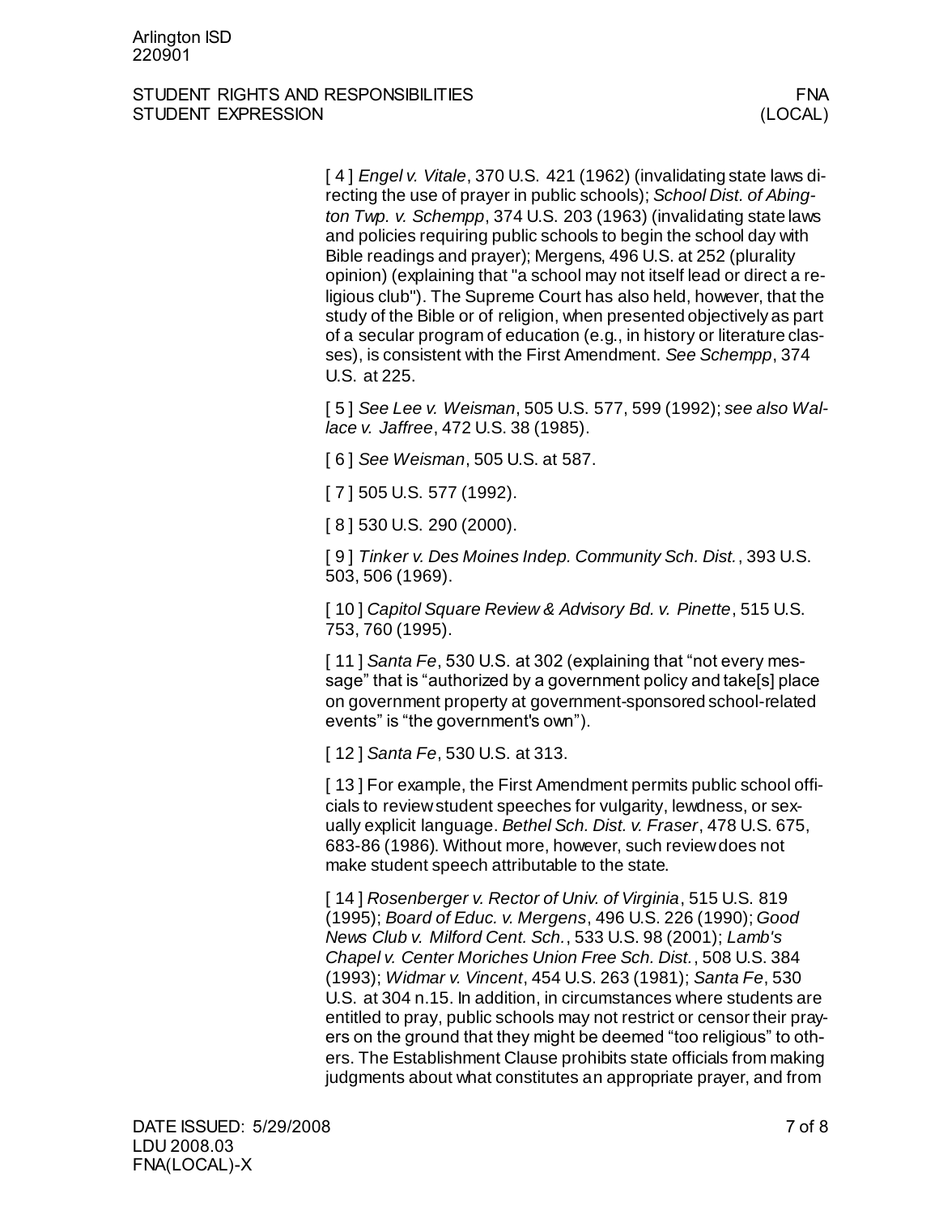[ 4 ] *Engel v. Vitale*, 370 U.S. 421 (1962) (invalidating state laws directing the use of prayer in public schools); *School Dist. of Abington Twp. v. Schempp*, 374 U.S. 203 (1963) (invalidating state laws and policies requiring public schools to begin the school day with Bible readings and prayer); Mergens, 496 U.S. at 252 (plurality opinion) (explaining that "a school may not itself lead or direct a religious club"). The Supreme Court has also held, however, that the study of the Bible or of religion, when presented objectively as part of a secular program of education (e.g., in history or literature classes), is consistent with the First Amendment. *See Schempp*, 374 U.S. at 225.

[ 5 ] *See Lee v. Weisman*, 505 U.S. 577, 599 (1992); *see also Wallace v. Jaffree*, 472 U.S. 38 (1985).

[ 6 ] *See Weisman*, 505 U.S. at 587.

[ 7 ] 505 U.S. 577 (1992).

[ 8 ] 530 U.S. 290 (2000).

[ 9 ] *Tinker v. Des Moines Indep. Community Sch. Dist.*, 393 U.S. 503, 506 (1969).

[ 10 ] *Capitol Square Review & Advisory Bd. v. Pinette*, 515 U.S. 753, 760 (1995).

[ 11 ] *Santa Fe*, 530 U.S. at 302 (explaining that "not every message" that is "authorized by a government policy and take[s] place on government property at government-sponsored school-related events" is "the government's own").

[ 12 ] *Santa Fe*, 530 U.S. at 313.

[ 13 ] For example, the First Amendment permits public school officials to review student speeches for vulgarity, lewdness, or sexually explicit language. *Bethel Sch. Dist. v. Fraser*, 478 U.S. 675, 683-86 (1986). Without more, however, such review does not make student speech attributable to the state.

[ 14 ] *Rosenberger v. Rector of Univ. of Virginia*, 515 U.S. 819 (1995); *Board of Educ. v. Mergens*, 496 U.S. 226 (1990); *Good News Club v. Milford Cent. Sch.*, 533 U.S. 98 (2001); *Lamb's Chapel v. Center Moriches Union Free Sch. Dist.*, 508 U.S. 384 (1993); *Widmar v. Vincent*, 454 U.S. 263 (1981); *Santa Fe*, 530 U.S. at 304 n.15. In addition, in circumstances where students are entitled to pray, public schools may not restrict or censor their prayers on the ground that they might be deemed "too religious" to others. The Establishment Clause prohibits state officials from making judgments about what constitutes an appropriate prayer, and from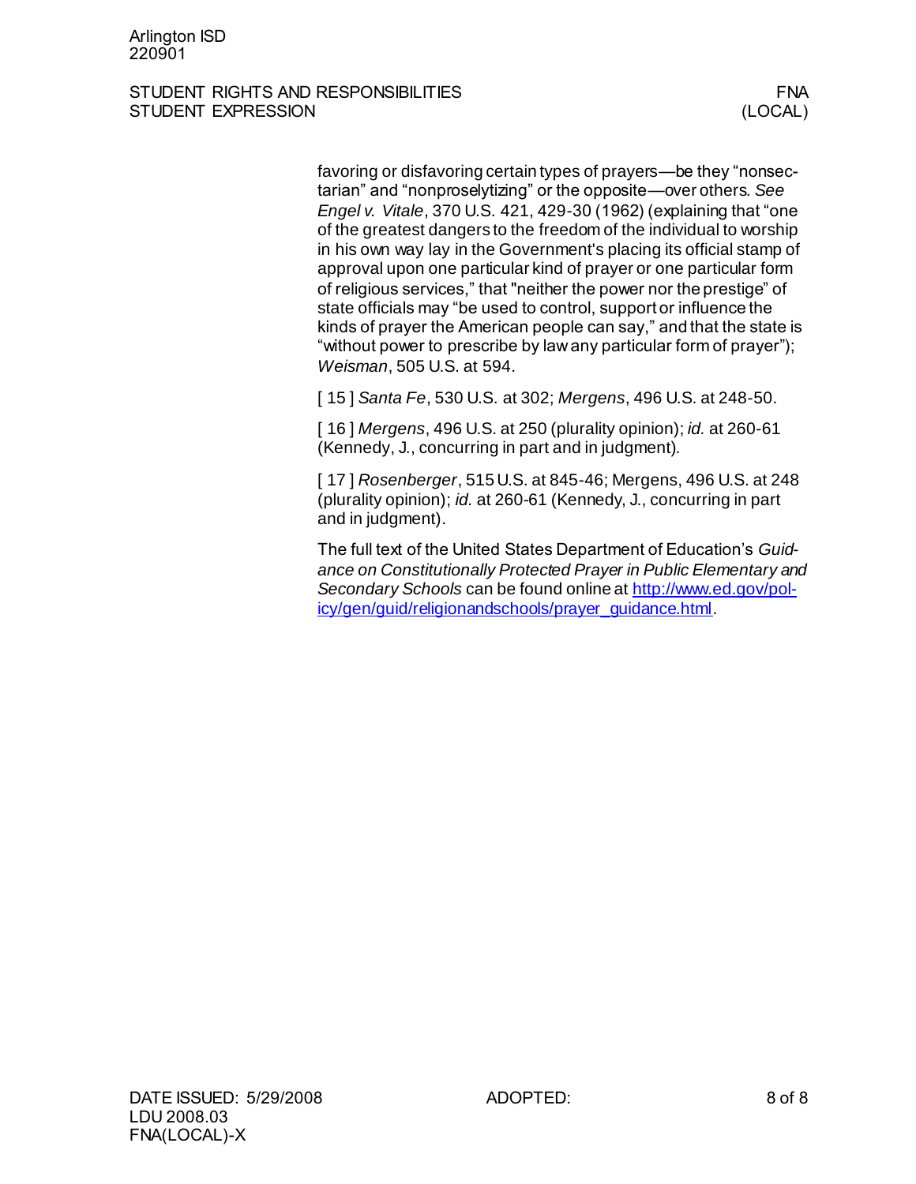favoring or disfavoring certain types of prayers—be they “nonsectarian” and “nonproselytizing” or the opposite—over others. *See Engel v. Vitale*, 370 U.S. 421, 429-30 (1962) (explaining that “one of the greatest dangers to the freedom of the individual to worship in his own way lay in the Government's placing its official stamp of approval upon one particular kind of prayer or one particular form of religious services,” that "neither the power nor the prestige” of state officials may “be used to control, support or influence the kinds of prayer the American people can say,” and that the state is “without power to prescribe by law any particular form of prayer”); *Weisman*, 505 U.S. at 594.

[ 15 ] *Santa Fe*, 530 U.S. at 302; *Mergens*, 496 U.S. at 248-50.

[ 16 ] *Mergens*, 496 U.S. at 250 (plurality opinion); *id.* at 260-61 (Kennedy, J., concurring in part and in judgment).

[ 17 ] *Rosenberger*, 515 U.S. at 845-46; Mergens, 496 U.S. at 248 (plurality opinion); *id.* at 260-61 (Kennedy, J., concurring in part and in judgment).

The full text of the United States Department of Education’s *Guidance on Constitutionally Protected Prayer in Public Elementary and Secondary Schools* can be found online at [http://www.ed.gov/policy/gen/guid/religionandschools/prayer_guidance.html](http://www.ed.gov/policy/gen/guid/religionandschools/prayer_guidance.html).